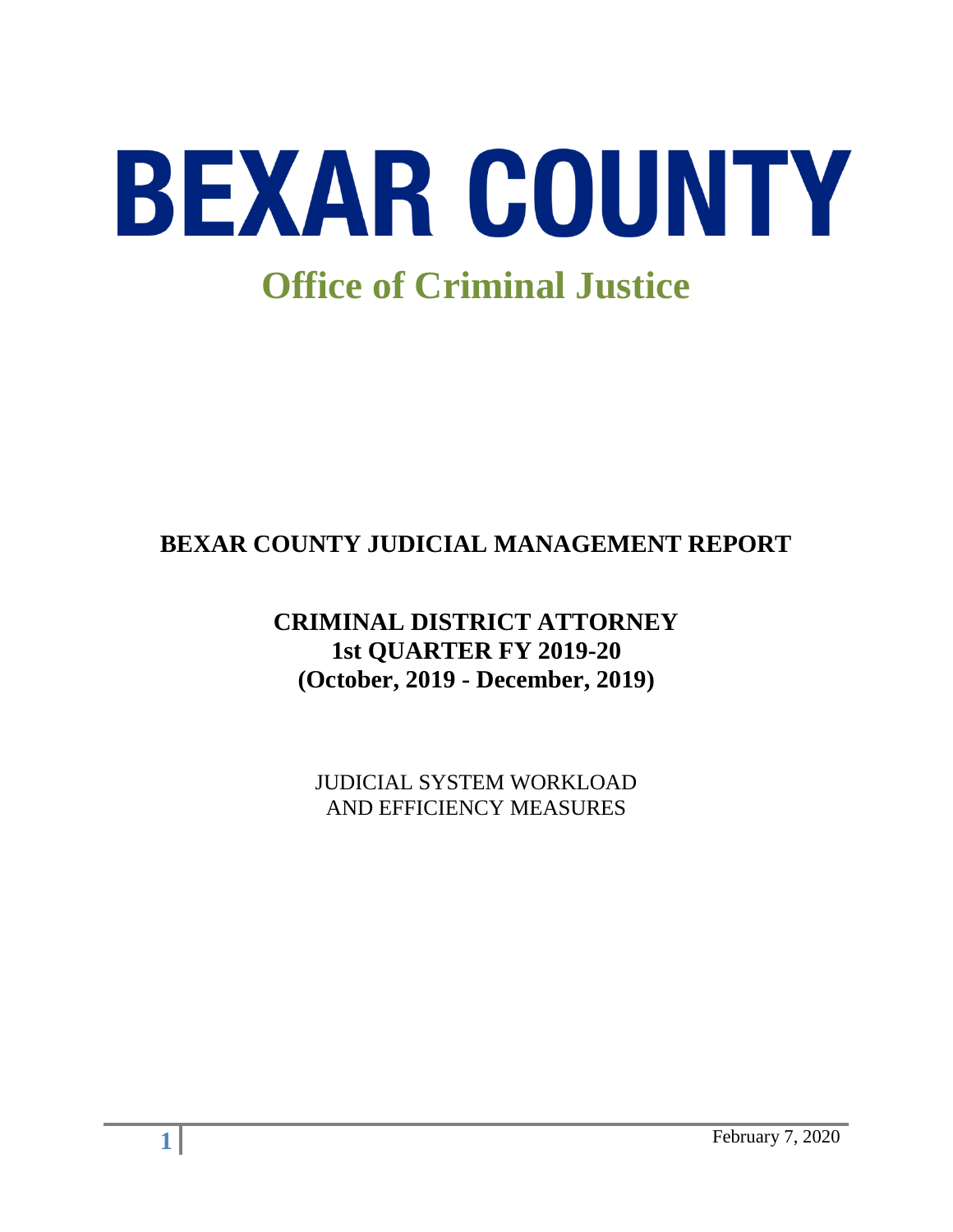# BEXAR COUNTY

## Office of Criminal Justice

### BEXAR COUNTY JUDICIAL MANAGEMENT REPORT

**CRIMINAL DISTRICT ATTORNEY**
**1st QUARTER FY 2019-20**
**(October, 2019 - December, 2019)**

JUDICIAL SYSTEM WORKLOAD
AND EFFICIENCY MEASURES

February 7, 2020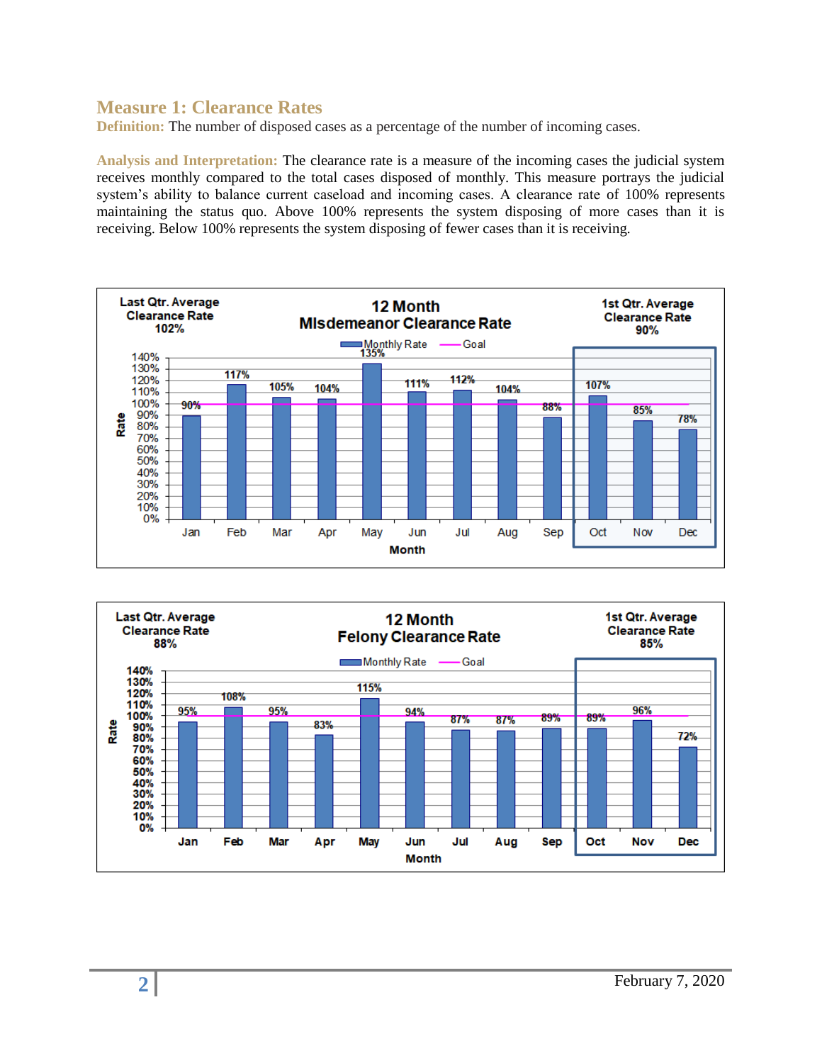## Measure 1: Clearance Rates

**Definition:** The number of disposed cases as a percentage of the number of incoming cases.

**Analysis and Interpretation:** The clearance rate is a measure of the incoming cases the judicial system receives monthly compared to the total cases disposed of monthly. This measure portrays the judicial system's ability to balance current caseload and incoming cases. A clearance rate of 100% represents maintaining the status quo. Above 100% represents the system disposing of more cases than it is receiving. Below 100% represents the system disposing of fewer cases than it is receiving.

**12 Month Misdemeanor Clearance Rate**

Last Qtr. Average Clearance Rate: 102%

1st Qtr. Average Clearance Rate: 90%

| Month | Jan | Feb | Mar | Apr | May | Jun | Jul | Aug | Sep | Oct | Nov | Dec |
|---|---|---|---|---|---|---|---|---|---|---|---|---|
| Monthly Rate | 90% | 117% | 105% | 104% | 135% | 111% | 112% | 104% | 88% | 107% | 85% | 78% |
| Goal | 100% | 100% | 100% | 100% | 100% | 100% | 100% | 100% | 100% | 100% | 100% | 100% |

**12 Month Felony Clearance Rate**

Last Qtr. Average Clearance Rate: 88%

1st Qtr. Average Clearance Rate: 85%

| Month | Jan | Feb | Mar | Apr | May | Jun | Jul | Aug | Sep | Oct | Nov | Dec |
|---|---|---|---|---|---|---|---|---|---|---|---|---|
| Monthly Rate | 95% | 108% | 95% | 83% | 115% | 94% | 87% | 87% | 89% | 89% | 96% | 72% |
| Goal | 100% | 100% | 100% | 100% | 100% | 100% | 100% | 100% | 100% | 100% | 100% | 100% |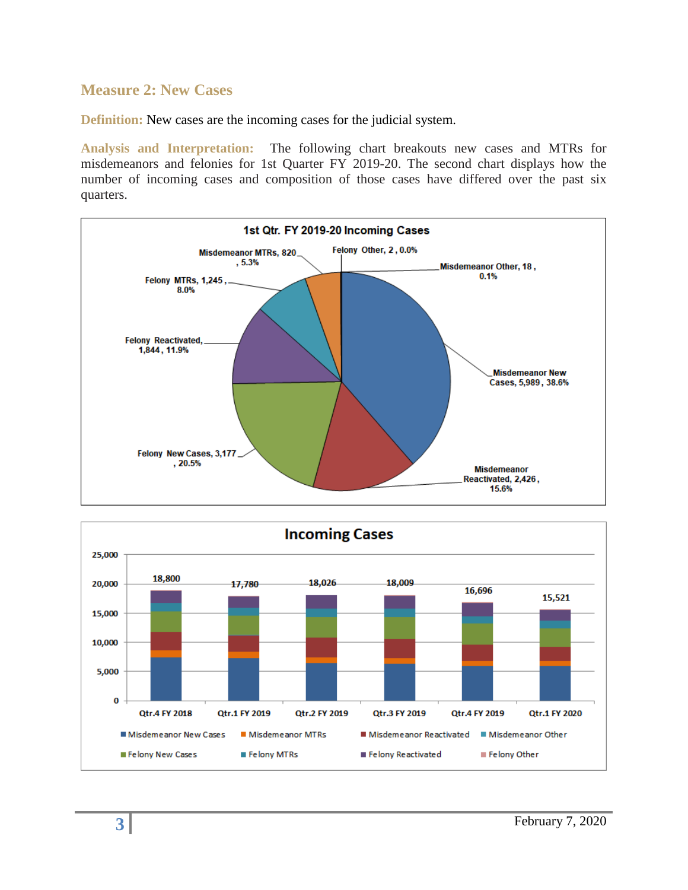## Measure 2: New Cases

**Definition:** New cases are the incoming cases for the judicial system.

**Analysis and Interpretation:** The following chart breakouts new cases and MTRs for misdemeanors and felonies for 1st Quarter FY 2019-20. The second chart displays how the number of incoming cases and composition of those cases have differed over the past six quarters.

**1st Qtr. FY 2019-20 Incoming Cases**

| Category | Count | Percent |
|---|---|---|
| Misdemeanor New Cases | 5,989 | 38.6% |
| Misdemeanor Reactivated | 2,426 | 15.6% |
| Felony New Cases | 3,177 | 20.5% |
| Felony Reactivated | 1,844 | 11.9% |
| Felony MTRs | 1,245 | 8.0% |
| Misdemeanor MTRs | 820 | 5.3% |
| Felony Other | 2 | 0.0% |
| Misdemeanor Other | 18 | 0.1% |

**Incoming Cases**

| Quarter | Total |
|---|---|
| Qtr.4 FY 2018 | 18,800 |
| Qtr.1 FY 2019 | 17,780 |
| Qtr.2 FY 2019 | 18,026 |
| Qtr.3 FY 2019 | 18,009 |
| Qtr.4 FY 2019 | 16,696 |
| Qtr.1 FY 2020 | 15,521 |

Legend: Misdemeanor New Cases, Misdemeanor MTRs, Misdemeanor Reactivated, Misdemeanor Other, Felony New Cases, Felony MTRs, Felony Reactivated, Felony Other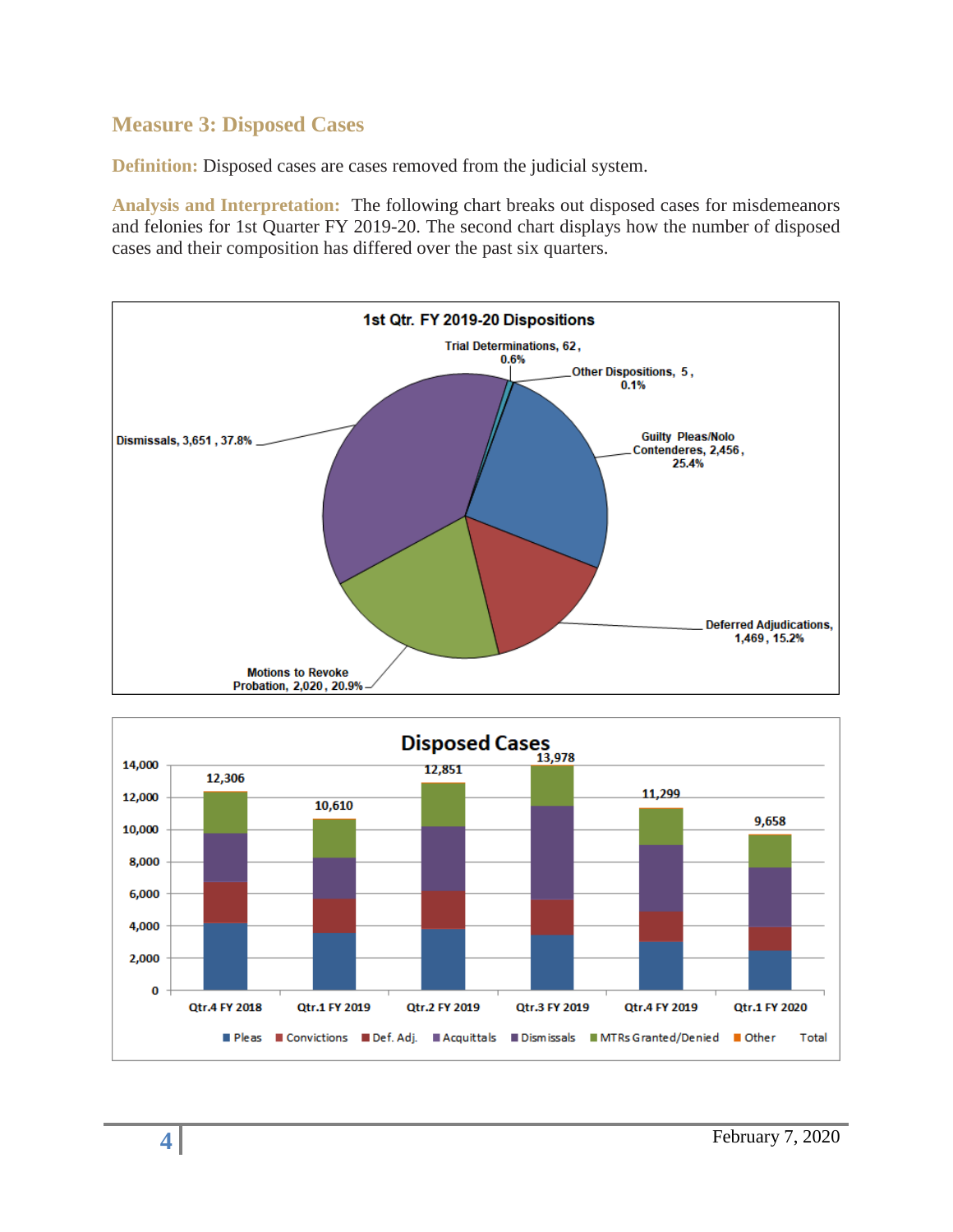## Measure 3: Disposed Cases

**Definition:** Disposed cases are cases removed from the judicial system.

**Analysis and Interpretation:** The following chart breaks out disposed cases for misdemeanors and felonies for 1st Quarter FY 2019-20. The second chart displays how the number of disposed cases and their composition has differed over the past six quarters.

**1st Qtr. FY 2019-20 Dispositions**

| Disposition | Count | Percent |
|---|---|---|
| Trial Determinations | 62 | 0.6% |
| Other Dispositions | 5 | 0.1% |
| Guilty Pleas/Nolo Contenderes | 2,456 | 25.4% |
| Deferred Adjudications | 1,469 | 15.2% |
| Motions to Revoke Probation | 2,020 | 20.9% |
| Dismissals | 3,651 | 37.8% |

**Disposed Cases**

| Quarter | Total |
|---|---|
| Qtr.4 FY 2018 | 12,306 |
| Qtr.1 FY 2019 | 10,610 |
| Qtr.2 FY 2019 | 12,851 |
| Qtr.3 FY 2019 | 13,978 |
| Qtr.4 FY 2019 | 11,299 |
| Qtr.1 FY 2020 | 9,658 |

Legend: Pleas, Convictions, Def. Adj., Acquittals, Dismissals, MTRs Granted/Denied, Other, Total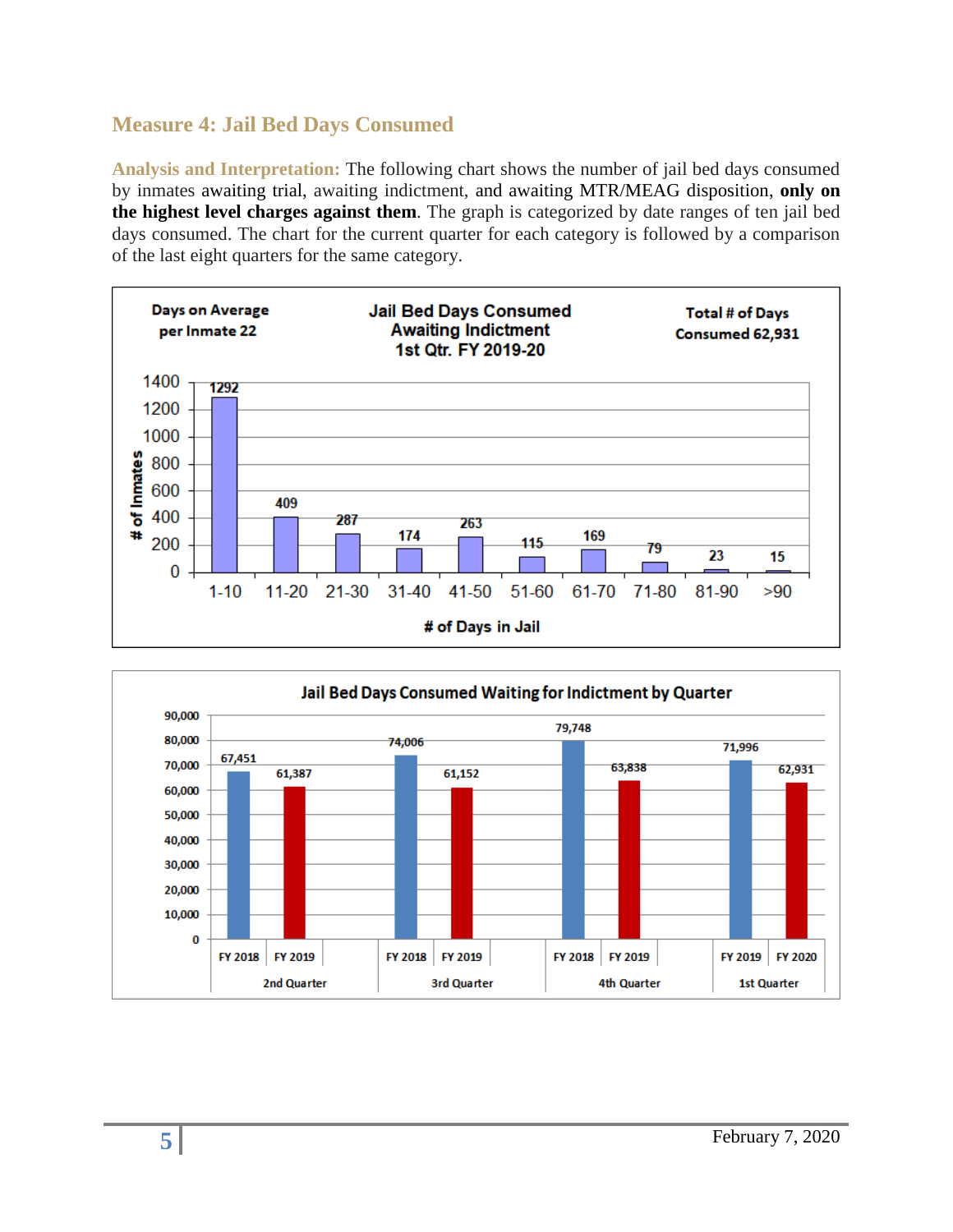## Measure 4: Jail Bed Days Consumed

**Analysis and Interpretation:** The following chart shows the number of jail bed days consumed by inmates awaiting trial, awaiting indictment, and awaiting MTR/MEAG disposition, **only on the highest level charges against them**. The graph is categorized by date ranges of ten jail bed days consumed. The chart for the current quarter for each category is followed by a comparison of the last eight quarters for the same category.

**Jail Bed Days Consumed Awaiting Indictment 1st Qtr. FY 2019-20**

Days on Average per Inmate 22

Total # of Days Consumed 62,931

| # of Days in Jail | # of Inmates |
|---|---|
| 1-10 | 1292 |
| 11-20 | 409 |
| 21-30 | 287 |
| 31-40 | 174 |
| 41-50 | 263 |
| 51-60 | 115 |
| 61-70 | 169 |
| 71-80 | 79 |
| 81-90 | 23 |
| >90 | 15 |

**Jail Bed Days Consumed Waiting for Indictment by Quarter**

| Quarter | Fiscal Year | Jail Bed Days |
|---|---|---|
| 2nd Quarter | FY 2018 | 67,451 |
| 2nd Quarter | FY 2019 | 61,387 |
| 3rd Quarter | FY 2018 | 74,006 |
| 3rd Quarter | FY 2019 | 61,152 |
| 4th Quarter | FY 2018 | 79,748 |
| 4th Quarter | FY 2019 | 63,838 |
| 1st Quarter | FY 2019 | 71,996 |
| 1st Quarter | FY 2020 | 62,931 |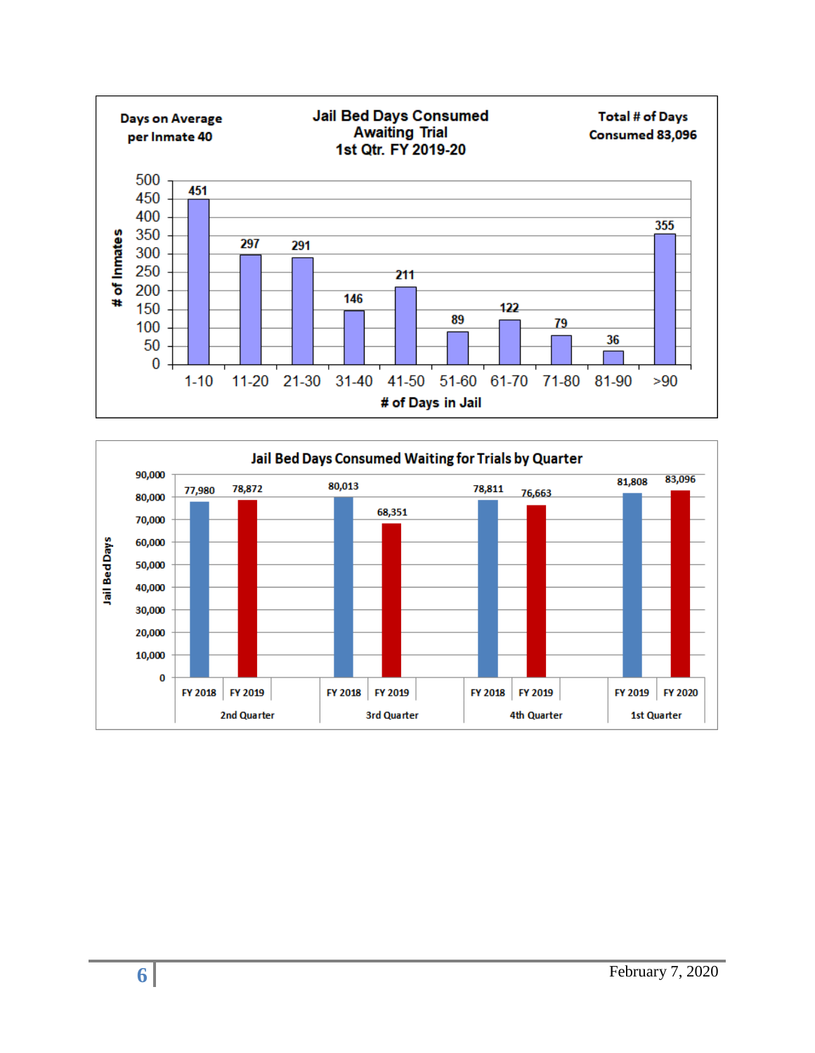**Days on Average per Inmate 40**

## Jail Bed Days Consumed Awaiting Trial 1st Qtr. FY 2019-20

**Total # of Days Consumed 83,096**

| # of Days in Jail | # of Inmates |
|---|---|
| 1-10 | 451 |
| 11-20 | 297 |
| 21-30 | 291 |
| 31-40 | 146 |
| 41-50 | 211 |
| 51-60 | 89 |
| 61-70 | 122 |
| 71-80 | 79 |
| 81-90 | 36 |
| >90 | 355 |

## Jail Bed Days Consumed Waiting for Trials by Quarter

| Quarter | Fiscal Year | Jail Bed Days |
|---|---|---|
| 2nd Quarter | FY 2018 | 77,980 |
| 2nd Quarter | FY 2019 | 78,872 |
| 3rd Quarter | FY 2018 | 80,013 |
| 3rd Quarter | FY 2019 | 68,351 |
| 4th Quarter | FY 2018 | 78,811 |
| 4th Quarter | FY 2019 | 76,663 |
| 1st Quarter | FY 2019 | 81,808 |
| 1st Quarter | FY 2020 | 83,096 |

February 7, 2020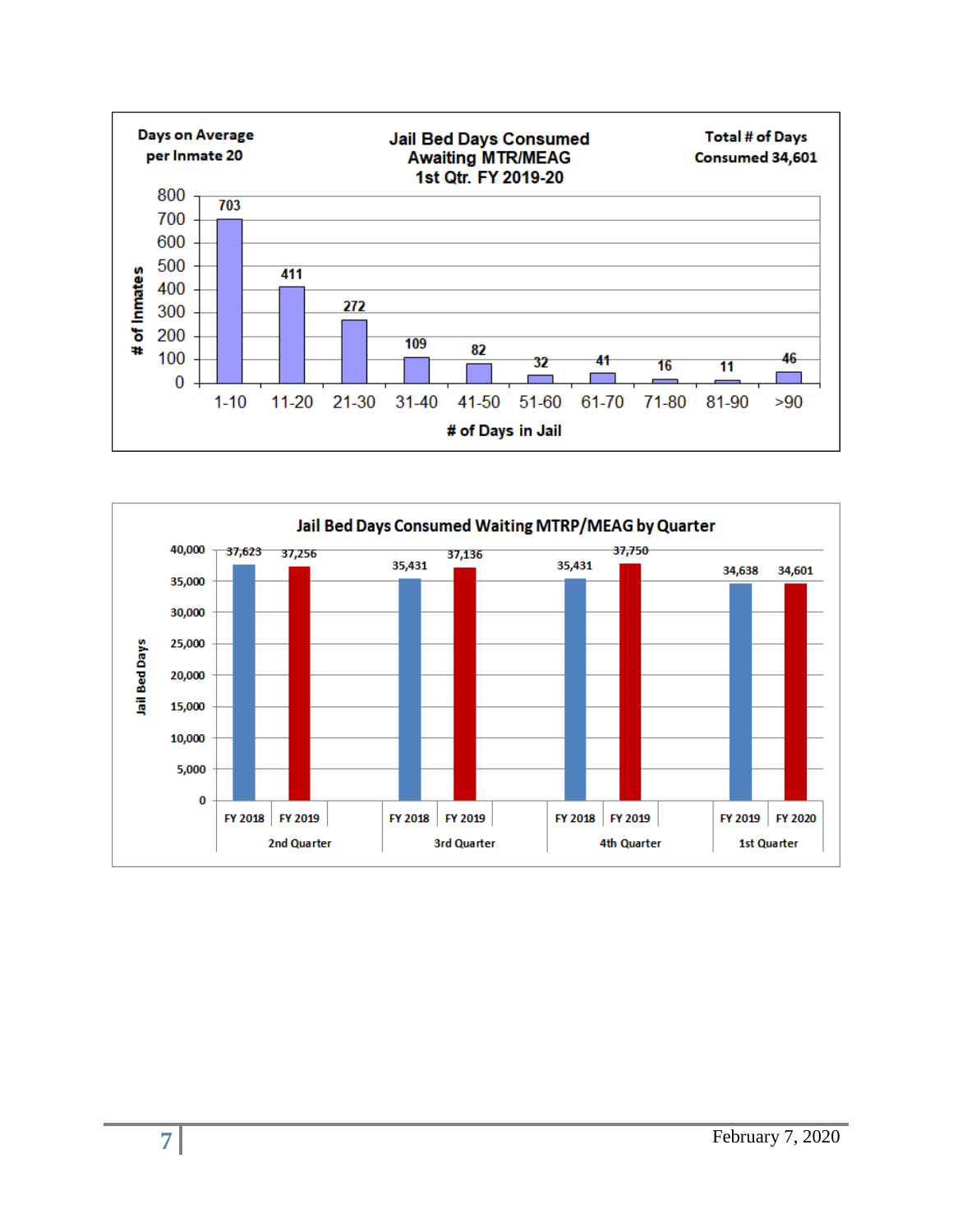**Jail Bed Days Consumed Awaiting MTR/MEAG 1st Qtr. FY 2019-20**

Days on Average per Inmate 20

Total # of Days Consumed 34,601

| # of Days in Jail | # of Inmates |
|---|---|
| 1-10 | 703 |
| 11-20 | 411 |
| 21-30 | 272 |
| 31-40 | 109 |
| 41-50 | 82 |
| 51-60 | 32 |
| 61-70 | 41 |
| 71-80 | 16 |
| 81-90 | 11 |
| >90 | 46 |

**Jail Bed Days Consumed Waiting MTRP/MEAG by Quarter**

| Quarter | Fiscal Year | Jail Bed Days |
|---|---|---|
| 2nd Quarter | FY 2018 | 37,623 |
| 2nd Quarter | FY 2019 | 37,256 |
| 3rd Quarter | FY 2018 | 35,431 |
| 3rd Quarter | FY 2019 | 37,136 |
| 4th Quarter | FY 2018 | 35,431 |
| 4th Quarter | FY 2019 | 37,750 |
| 1st Quarter | FY 2019 | 34,638 |
| 1st Quarter | FY 2020 | 34,601 |

February 7, 2020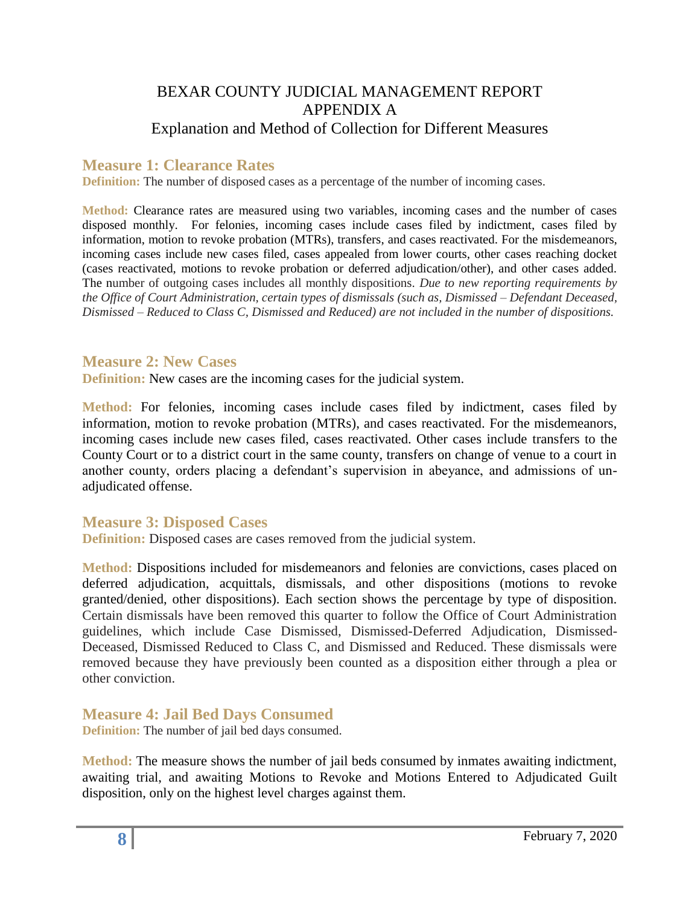# BEXAR COUNTY JUDICIAL MANAGEMENT REPORT
# APPENDIX A
## Explanation and Method of Collection for Different Measures

### Measure 1: Clearance Rates

**Definition:** The number of disposed cases as a percentage of the number of incoming cases.

**Method:** Clearance rates are measured using two variables, incoming cases and the number of cases disposed monthly. For felonies, incoming cases include cases filed by indictment, cases filed by information, motion to revoke probation (MTRs), transfers, and cases reactivated. For the misdemeanors, incoming cases include new cases filed, cases appealed from lower courts, other cases reaching docket (cases reactivated, motions to revoke probation or deferred adjudication/other), and other cases added. The number of outgoing cases includes all monthly dispositions. *Due to new reporting requirements by the Office of Court Administration, certain types of dismissals (such as, Dismissed – Defendant Deceased, Dismissed – Reduced to Class C, Dismissed and Reduced) are not included in the number of dispositions.*

### Measure 2: New Cases

**Definition:** New cases are the incoming cases for the judicial system.

**Method:** For felonies, incoming cases include cases filed by indictment, cases filed by information, motion to revoke probation (MTRs), and cases reactivated. For the misdemeanors, incoming cases include new cases filed, cases reactivated. Other cases include transfers to the County Court or to a district court in the same county, transfers on change of venue to a court in another county, orders placing a defendant's supervision in abeyance, and admissions of un-adjudicated offense.

### Measure 3: Disposed Cases

**Definition:** Disposed cases are cases removed from the judicial system.

**Method:** Dispositions included for misdemeanors and felonies are convictions, cases placed on deferred adjudication, acquittals, dismissals, and other dispositions (motions to revoke granted/denied, other dispositions). Each section shows the percentage by type of disposition. Certain dismissals have been removed this quarter to follow the Office of Court Administration guidelines, which include Case Dismissed, Dismissed-Deferred Adjudication, Dismissed-Deceased, Dismissed Reduced to Class C, and Dismissed and Reduced. These dismissals were removed because they have previously been counted as a disposition either through a plea or other conviction.

### Measure 4: Jail Bed Days Consumed

**Definition:** The number of jail bed days consumed.

**Method:** The measure shows the number of jail beds consumed by inmates awaiting indictment, awaiting trial, and awaiting Motions to Revoke and Motions Entered to Adjudicated Guilt disposition, only on the highest level charges against them.

February 7, 2020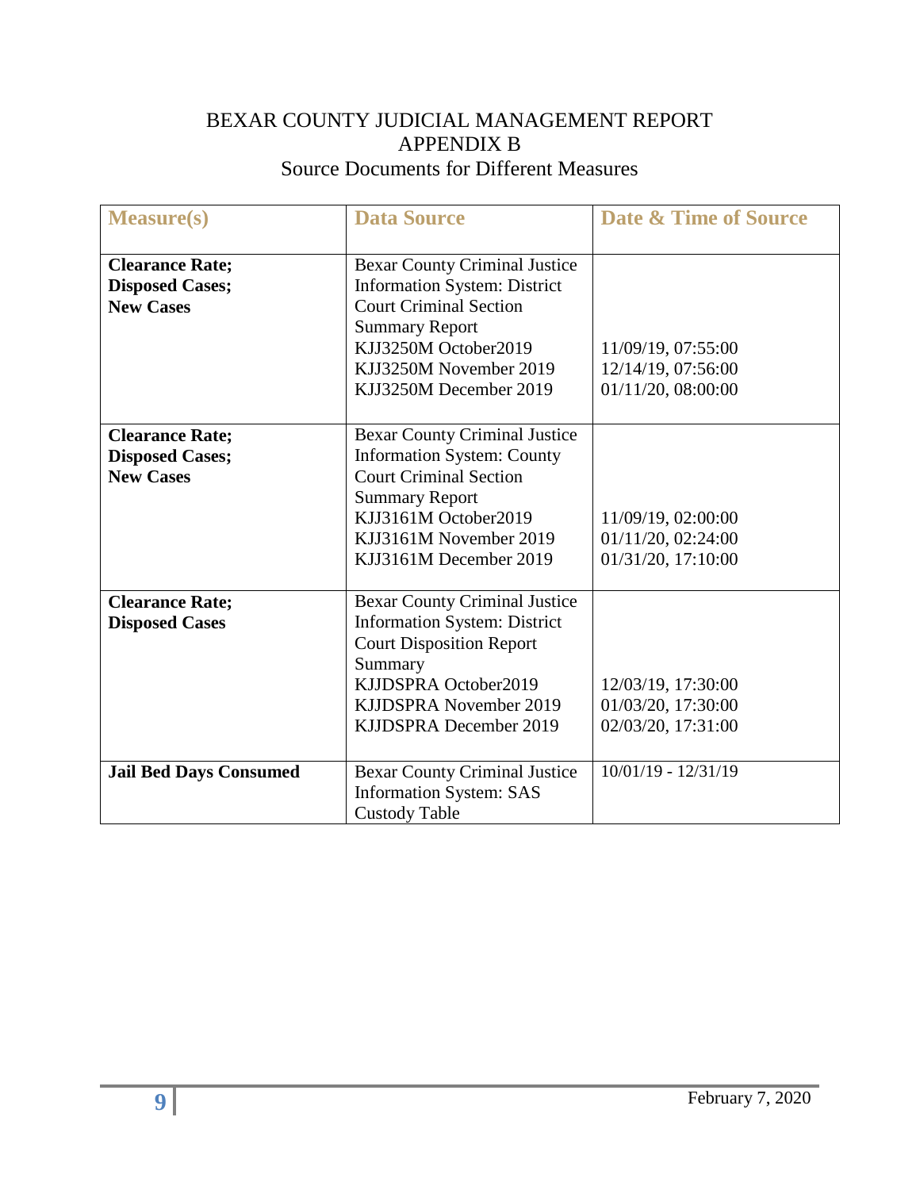# BEXAR COUNTY JUDICIAL MANAGEMENT REPORT
## APPENDIX B
### Source Documents for Different Measures

| Measure(s) | Data Source | Date & Time of Source |
|---|---|---|
| **Clearance Rate; Disposed Cases; New Cases** | Bexar County Criminal Justice Information System: District Court Criminal Section Summary Report<br>KJJ3250M October2019<br>KJJ3250M November 2019<br>KJJ3250M December 2019 | <br>11/09/19, 07:55:00<br>12/14/19, 07:56:00<br>01/11/20, 08:00:00 |
| **Clearance Rate; Disposed Cases; New Cases** | Bexar County Criminal Justice Information System: County Court Criminal Section Summary Report<br>KJJ3161M October2019<br>KJJ3161M November 2019<br>KJJ3161M December 2019 | <br>11/09/19, 02:00:00<br>01/11/20, 02:24:00<br>01/31/20, 17:10:00 |
| **Clearance Rate; Disposed Cases** | Bexar County Criminal Justice Information System: District Court Disposition Report Summary<br>KJJDSPRA October2019<br>KJJDSPRA November 2019<br>KJJDSPRA December 2019 | <br>12/03/19, 17:30:00<br>01/03/20, 17:30:00<br>02/03/20, 17:31:00 |
| **Jail Bed Days Consumed** | Bexar County Criminal Justice Information System: SAS Custody Table | 10/01/19 - 12/31/19 |